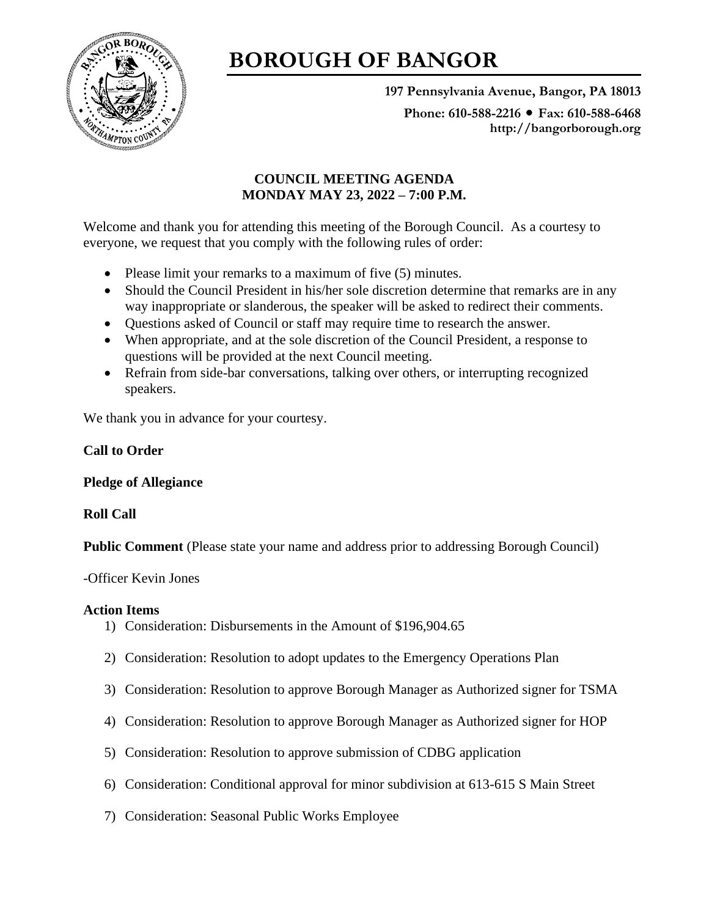# BOROUGH OF BANGOR

**197 Pennsylvania Avenue, Bangor, PA 18013**

**Phone: 610-588-2216 • Fax: 610-588-6468**
**http://bangorborough.org**

**COUNCIL MEETING AGENDA**
**MONDAY MAY 23, 2022 – 7:00 P.M.**

Welcome and thank you for attending this meeting of the Borough Council. As a courtesy to everyone, we request that you comply with the following rules of order:

- Please limit your remarks to a maximum of five (5) minutes.
- Should the Council President in his/her sole discretion determine that remarks are in any way inappropriate or slanderous, the speaker will be asked to redirect their comments.
- Questions asked of Council or staff may require time to research the answer.
- When appropriate, and at the sole discretion of the Council President, a response to questions will be provided at the next Council meeting.
- Refrain from side-bar conversations, talking over others, or interrupting recognized speakers.

We thank you in advance for your courtesy.

**Call to Order**

**Pledge of Allegiance**

**Roll Call**

**Public Comment** (Please state your name and address prior to addressing Borough Council)

-Officer Kevin Jones

**Action Items**

1) Consideration: Disbursements in the Amount of $196,904.65
2) Consideration: Resolution to adopt updates to the Emergency Operations Plan
3) Consideration: Resolution to approve Borough Manager as Authorized signer for TSMA
4) Consideration: Resolution to approve Borough Manager as Authorized signer for HOP
5) Consideration: Resolution to approve submission of CDBG application
6) Consideration: Conditional approval for minor subdivision at 613-615 S Main Street
7) Consideration: Seasonal Public Works Employee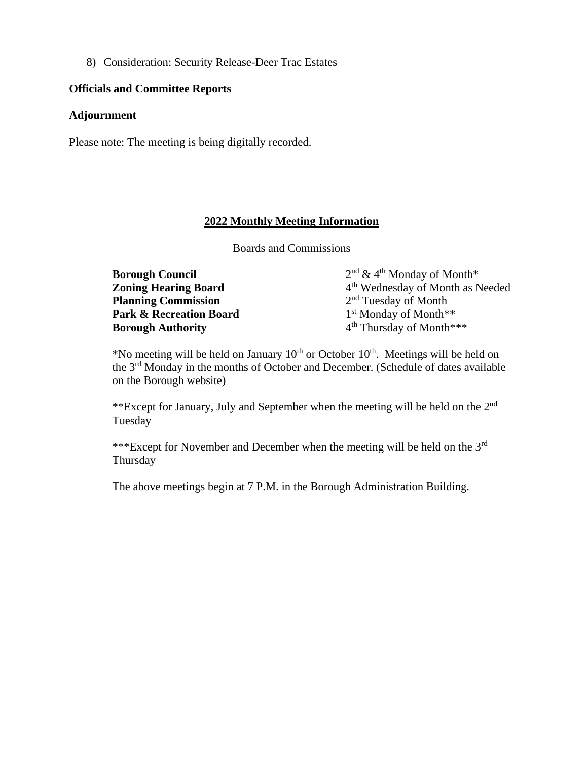8) Consideration: Security Release-Deer Trac Estates

**Officials and Committee Reports**

**Adjournment**

Please note: The meeting is being digitally recorded.

## 2022 Monthly Meeting Information

Boards and Commissions

| | |
|---|---|
| **Borough Council** | 2nd & 4th Monday of Month* |
| **Zoning Hearing Board** | 4th Wednesday of Month as Needed |
| **Planning Commission** | 2nd Tuesday of Month |
| **Park & Recreation Board** | 1st Monday of Month** |
| **Borough Authority** | 4th Thursday of Month*** |

*No meeting will be held on January 10th or October 10th. Meetings will be held on the 3rd Monday in the months of October and December. (Schedule of dates available on the Borough website)

**Except for January, July and September when the meeting will be held on the 2nd Tuesday

***Except for November and December when the meeting will be held on the 3rd Thursday

The above meetings begin at 7 P.M. in the Borough Administration Building.